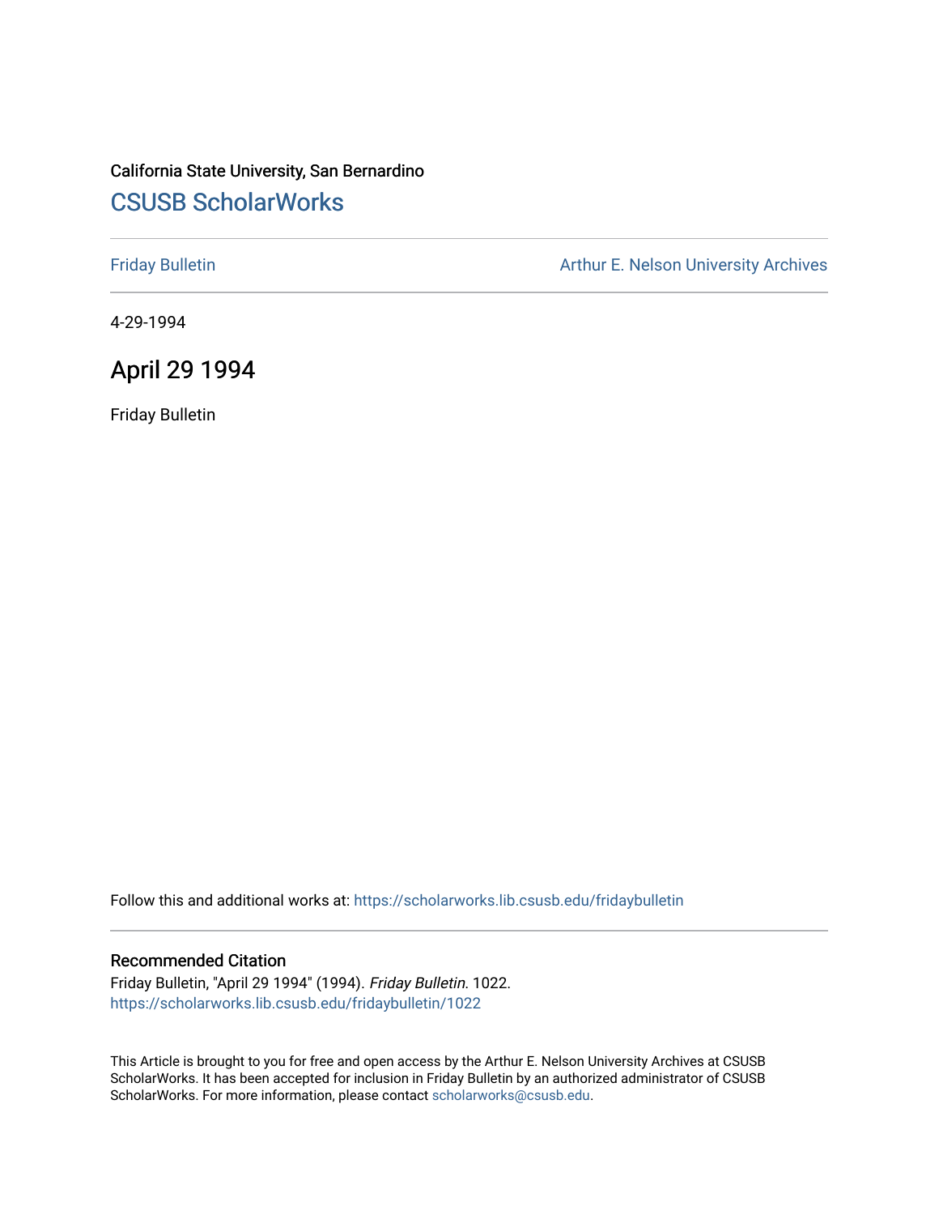California State University, San Bernardino

# CSUSB ScholarWorks

Friday Bulletin

Arthur E. Nelson University Archives

4-29-1994

## April 29 1994

Friday Bulletin

Follow this and additional works at: https://scholarworks.lib.csusb.edu/fridaybulletin

### Recommended Citation

Friday Bulletin, "April 29 1994" (1994). *Friday Bulletin*. 1022.
https://scholarworks.lib.csusb.edu/fridaybulletin/1022

This Article is brought to you for free and open access by the Arthur E. Nelson University Archives at CSUSB ScholarWorks. It has been accepted for inclusion in Friday Bulletin by an authorized administrator of CSUSB ScholarWorks. For more information, please contact scholarworks@csusb.edu.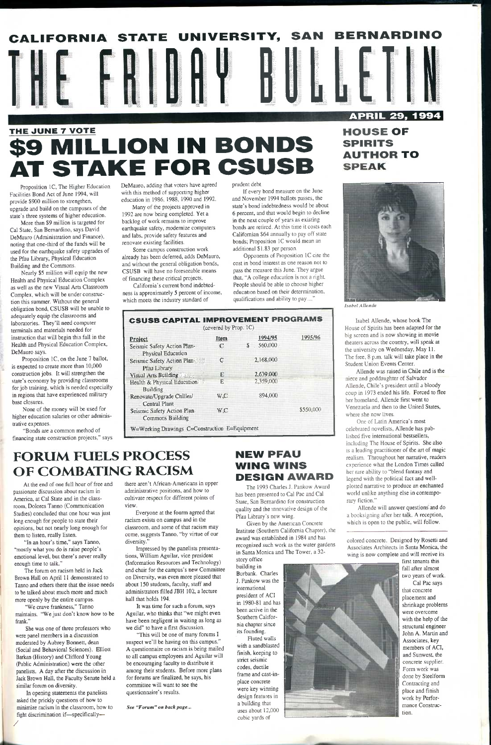# CALIFORNIA STATE UNIVERSITY, SAN BERNARDINO

# THE FRIDAY BULLETIN

**APRIL 29, 1994**

## THE JUNE 7 VOTE

# $9 MILLION IN BONDS AT STAKE FOR CSUSB

Proposition 1C, The Higher Education Facilities Bond Act of June 1994, will provide $900 million to strengthen, upgrade and build on the campuses of the state's three systems of higher education.

More than $9 million is targeted for Cal State, San Bernardino, says David DeMauro (Administration and Finance), noting that one-third of the funds will be used for the earthquake safety upgrades of the Pfau Library, Physical Education Building and the Commons.

Nearly $5 million will equip the new Health and Physical Education Complex as well as the new Visual Arts Classroom Complex, which will be under construction this summer. Without the general obligation bond, CSUSB will be unable to adequately equip the classrooms and laboratories. They'll need computer terminals and materials needed for instruction that will begin this fall in the Health and Physical Education Complex, DeMauro says.

Proposition 1C, on the June 7 ballot, is expected to create more than 10,000 construction jobs. It will strengthen the state's economy by providing classrooms for job training, which is needed especially in regions that have experienced military base closures.

None of the money will be used for higher education salaries or other administrative expenses.

"Bonds are a common method of financing state construction projects," says DeMauro, adding that voters have agreed with this method of supporting higher education in 1986, 1988, 1990 and 1992.

Many of the projects approved in 1992 are now being completed. Yet a backlog of work remains to improve earthquake safety, modernize computers and labs, provide safety features and renovate existing facilities.

Some campus construction work already has been deferred, adds DeMauro, and without the general obligation bonds, CSUSB will have no foreseeable means of financing these critical projects.

California's current bond indebtedness is approximately 5 percent of income, which meets the industry standard of prudent debt.

If every bond measure on the June and November 1994 ballots passes, the state's bond indebtedness would be about 6 percent, and that would begin to decline in the next couple of years as existing bonds are retired. At this time it costs each Californian $64 annually to pay off state bonds; Proposition 1C would mean an additional $1.83 per person.

Opponents of Proposition 1C cite the cost in bond interest as one reason not to pass the measure this June. They argue that, "A college education is not a right. People should be able to choose higher education based on their determination, qualifications and ability to pay...."

**CSUSB CAPITAL IMPROVEMENT PROGRAMS**
(covered by Prop. 1C)

| Project | Item | 1994/95 | 1995/96 |
|---|---|---|---|
| Seismic Safety Action Plan-Physical Education | C | $ 560,000 | |
| Seismic Safety Action Plan-Pfau Library | C | 2,168,000 | |
| Visual Arts Building | E | 2,639,000 | |
| Health & Physical Education Building | E | 2,359,000 | |
| Renovate/Upgrade Chiller/Central Plant | W,C | 894,000 | |
| Seismic Safety Action Plan-Commons Building | W,C | | $550,000 |

W=Working Drawings C=Construction E=Equipment

## HOUSE OF SPIRITS AUTHOR TO SPEAK

*Isabel Allende*

Isabel Allende, whose book The House of Spirits has been adapted for the big screen and is now showing in movie theaters across the country, will speak at the university on Wednesday, May 11. The free, 8 p.m. talk will take place in the Student Union Events Center.

Allende was raised in Chile and is the niece and goddaughter of Salvador Allende, Chile's president until a bloody coup in 1973 ended his life. Forced to flee her homeland, Allende first went to Venezuela and then to the United States, where she now lives.

One of Latin America's most celebrated novelists, Allende has published five international bestsellers, including The House of Spirits. She also is a leading practitioner of the art of magic realism. Throughout her narrative, readers experience what the London Times called her rare ability to "blend fantasy and legend with the political fact and well-plotted narrative to produce an enchanted world unlike anything else in contemporary fiction."

Allende will answer questions and do a booksigning after her talk. A reception, which is open to the public, will follow.

## FORUM FUELS PROCESS OF COMBATING RACISM

At the end of one full hour of free and passionate discussion about racism in America, at Cal State and in the classroom, Dolores Tanno (Communication Studies) concluded that one hour was just long enough for people to state their opinions, but not nearly long enough for them to listen, really listen.

"In an hour's time," says Tanno, "mostly what you do is raise people's emotional level, but there's never really enough time to talk."

The forum on racism held in Jack Brown Hall on April 11 demonstrated to Tanno and others there that the issue needs to be talked about much more and much more openly by the entire campus.

"We crave frankness," Tanno maintains. "We just don't know how to be frank."

She was one of three professors who were panel members in a discussion moderated by Aubrey Bonnett, dean (Social and Behavioral Sciences). Elliott Barkan (History) and Clifford Young (Public Administration) were the other panelists. A day after the discussion in Jack Brown Hall, the Faculty Senate held a similar forum on diversity.

In opening statements the panelists asked the prickly questions of how to minimize racism in the classroom, how to fight discrimination if—specifically—there aren't African-Americans in upper administrative positions, and how to cultivate respect for different points of view.

Everyone at the fourm agreed that racism exists on campus and in the classroom, and some of that racism may come, suggests Tanno, "by virtue of our diversity."

Impressed by the panelists presentations, William Aguilar, vice president (Information Resources and Technology) and chair for the campus's new Committee on Diversity, was even more pleased that about 150 students, faculty, staff and administrators filled JBH 102, a lecture hall that holds 194.

It was time for such a forum, says Aguilar, who thinks that "we might even have been negligent in waiting as long as we did" to have a first discussion.

"This will be one of many forums I suspect we'll be having on this campus." A questionnaire on racism is being mailed to all campus employees and Aguilar will be encouraging faculty to distribute it among their students. Before more plans for forums are finalized, he says, his committee will want to see the questionnaire's results.

*See "Forum" on back page...*

## NEW PFAU WING WINS DESIGN AWARD

The 1993 Charles J. Pankow Award has been presented to Cal Pac and Cal State, San Bernardino for construction quality and the innovative design of the Pfau Library's new wing.

Given by the American Concrete Institute (Southern California Chapter), the award was established in 1984 and has recognized such work as the water gardens in Santa Monica and The Tower, a 32-story office building in Burbank. Charles J. Pankow was the international president of ACI in 1980-81 and has been active in the Southern California chapter since its founding.

Fluted walls with a sandblasted finish, keeping to strict seismic codes, ductile frame and cast-in-place concrete were key winning design features in a building that uses about 12,000 cubic yards of colored concrete. Designed by Rosetti and Associates Architects in Santa Monica, the wing is now complete and will receive its first tenants this fall after almost two years of work.

Cal Pac says that concrete placement and shrinkage problems were overcome with the help of the structural engineer John A. Martin and Associates, key members of ACI, and Sunwest, the concrete supplier. Form work was done by Steelform Contracting and place and finish work by Performance Construction.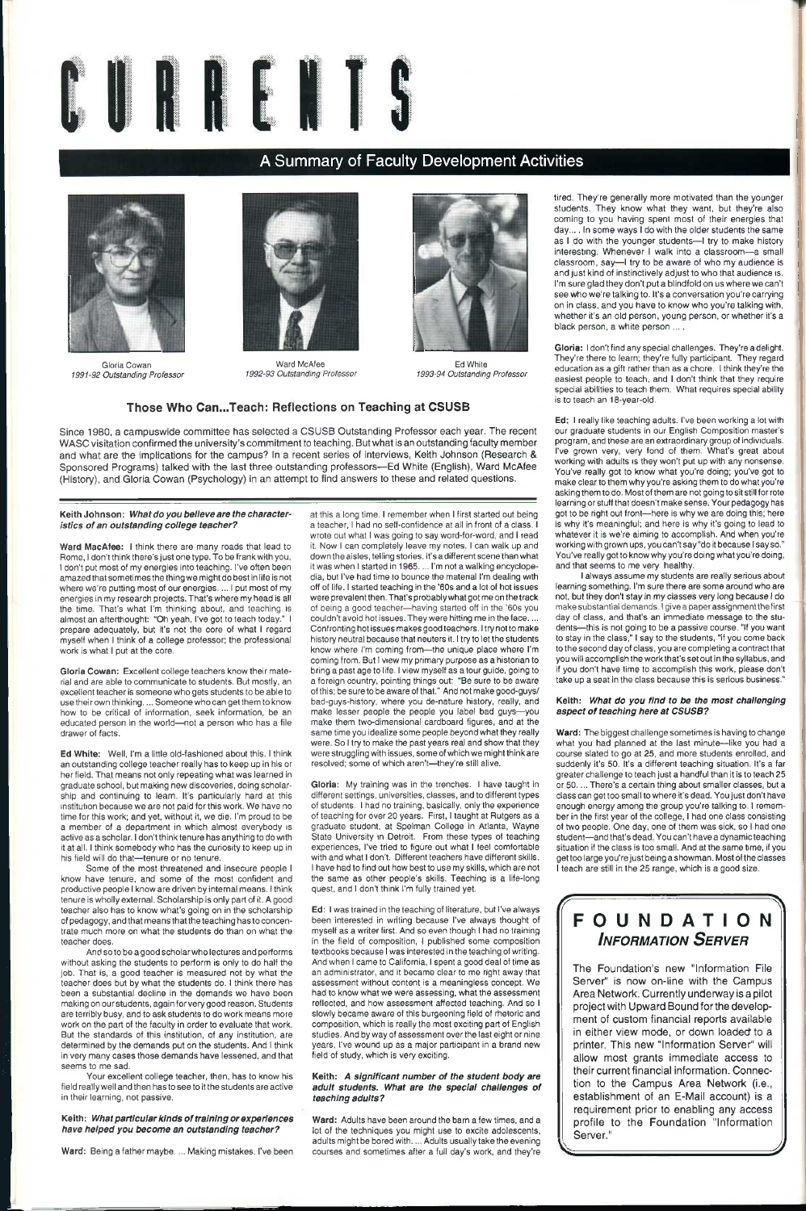# CURRENTS

## A Summary of Faculty Development Activities

Gloria Cowan
*1991-92 Outstanding Professor*

Ward McAfee
*1992-93 Outstanding Professor*

Ed White
*1993-94 Outstanding Professor*

### Those Who Can...Teach: Reflections on Teaching at CSUSB

Since 1980, a campuswide committee has selected a CSUSB Outstanding Professor each year. The recent WASC visitation confirmed the university's commitment to teaching. But what is an outstanding faculty member and what are the implications for the campus? In a recent series of interviews, Keith Johnson (Research & Sponsored Programs) talked with the last three outstanding professors—Ed White (English), Ward McAfee (History), and Gloria Cowan (Psychology) in an attempt to find answers to these and related questions.

**Keith Johnson: *What do you believe are the characteristics of an outstanding college teacher?***

**Ward MacAfee:** I think there are many roads that lead to Rome, I don't think there's just one type. To be frank with you, I don't put most of my energies into teaching. I've often been amazed that sometimes the thing we might do best in life is not where we're putting most of our energies. ... I put most of my energies in my research projects. That's where my head is all the time. That's what I'm thinking about, and teaching is almost an afterthought: "Oh yeah, I've got to teach today." I prepare adequately, but it's not the core of what I regard myself when I think of a college professor; the professional work is what I put at the core.

**Gloria Cowan:** Excellent college teachers know their material and are able to communicate to students. But mostly, an excellent teacher is someone who gets students to be able to use their own thinking. ... Someone who can get them to know how to be critical of information, seek information, be an educated person in the world—not a person who has a file drawer of facts.

**Ed White:** Well, I'm a little old-fashioned about this. I think an outstanding college teacher really has to keep up in his or her field. That means not only repeating what was learned in graduate school, but making new discoveries, doing scholarship and continuing to learn. It's particularly hard at this institution because we are not paid for this work. We have no time for this work; and yet, without it, we die. I'm proud to be a member of a department in which almost everybody is active as a scholar. I don't think tenure has anything to do with it at all. I think somebody who has the curiosity to keep up in his field will do that—tenure or no tenure.

Some of the most threatened and insecure people I know have tenure, and some of the most confident and productive people I know are driven by internal means. I think tenure is wholly external. Scholarship is only part of it. A good teacher also has to know what's going on in the scholarship of pedagogy, and that means that the teaching has to concentrate much more on what the students do than on what the teacher does.

And so to be a good scholar who lectures and performs without asking the students to perform is only to do half the job. That is, a good teacher is measured not by what the teacher does but by what the students do. I think there has been a substantial decline in the demands we have been making on our students, again for very good reason. Students are terribly busy, and to ask students to do work means more work on the part of the faculty in order to evaluate that work. But the standards of this institution, of any institution, are determined by the demands put on the students. And I think in very many cases those demands have lessened, and that seems to me sad.

Your excellent college teacher, then, has to know his field really well and then has to see to it the students are active in their learning, not passive.

**Keith: *What particular kinds of training or experiences have helped you become an outstanding teacher?***

**Ward:** Being a father maybe. ... Making mistakes. I've been at this a long time. I remember when I first started out being a teacher, I had no self-confidence at all in front of a class. I wrote out what I was going to say word-for-word, and I read it. Now I can completely leave my notes. I can walk up and down the aisles, telling stories. It's a different scene than what it was when I started in 1965. ... I'm not a walking encyclopedia, but I've had time to bounce the material I'm dealing with off of life. I started teaching in the '60s and a lot of hot issues were prevalent then. That's probably what got me on the track of being a good teacher—having started off in the '60s you couldn't avoid hot issues. They were hitting me in the face. ... Confronting hot issues makes good teachers. I try not to make history neutral because that neuters it. I try to let the students know where I'm coming from—the unique place where I'm coming from. But I view my primary purpose as a historian to bring a past age to life. I view myself as a tour guide, going to a foreign country, pointing things out: "Be sure to be aware of this; be sure to be aware of that." And not make good-guys/bad-guys-history, where you de-nature history, really, and make lesser people the people you label bad guys—you make them two-dimensional cardboard figures, and at the same time you idealize some people beyond what they really were. So I try to make the past years real and show that they were struggling with issues, some of which we might think are resolved; some of which aren't—they're still alive.

**Gloria:** My training was in the trenches. I have taught in different settings, universities, classes, and to different types of students. I had no training, basically, only the experience of teaching for over 20 years. First, I taught at Rutgers as a graduate student, at Spelman College in Atlanta, Wayne State University in Detroit. From these types of teaching experiences, I've tried to figure out what I feel comfortable with and what I don't. Different teachers have different skills. I have had to find out how best to use my skills, which are not the same as other people's skills. Teaching is a life-long quest, and I don't think I'm fully trained yet.

**Ed:** I was trained in the teaching of literature, but I've always been interested in writing because I've always thought of myself as a writer first. And so even though I had no training in the field of composition, I published some composition textbooks because I was interested in the teaching of writing. And when I came to California, I spent a good deal of time as an administrator, and it became clear to me right away that assessment without content is a meaningless concept. We had to know what we were assessing, what the assessment reflected, and how assessment affected teaching. And so I slowly became aware of this burgeoning field of rhetoric and composition, which is really the most exciting part of English studies. And by way of assessment over the last eight or nine years, I've wound up as a major participant in a brand new field of study, which is very exciting.

**Keith: *A significant number of the student body are adult students. What are the special challenges of teaching adults?***

**Ward:** Adults have been around the barn a few times, and a lot of the techniques you might use to excite adolescents, adults might be bored with. ... Adults usually take the evening courses and sometimes after a full day's work, and they're tired. They're generally more motivated than the younger students. They know what they want, but they're also coming to you having spent most of their energies that day... . In some ways I do with the older students the same as I do with the younger students—I try to make history interesting. Whenever I walk into a classroom—a small classroom, say—I try to be aware of who my audience is and just kind of instinctively adjust to who that audience is. I'm sure glad they don't put a blindfold on us where we can't see who we're talking to. It's a conversation you're carrying on in class, and you have to know who you're talking with, whether it's an old person, young person, or whether it's a black person, a white person ... .

**Gloria:** I don't find any special challenges. They're a delight. They're there to learn; they're fully participant. They regard education as a gift rather than as a chore. I think they're the easiest people to teach, and I don't think that they require special abilities to teach them. What requires special ability is to teach an 18-year-old.

**Ed:** I really like teaching adults. I've been working a lot with our graduate students in our English Composition master's program, and these are an extraordinary group of individuals. I've grown very, very fond of them. What's great about working with adults is they won't put up with any nonsense. You've really got to know what you're doing; you've got to make clear to them why you're asking them to do what you're asking them to do. Most of them are not going to sit still for rote learning or stuff that doesn't make sense. Your pedagogy has got to be right out front—here is why we are doing this; here is why it's meaningful; and here is why it's going to lead to whatever it is we're aiming to accomplish. And when you're working with grown ups, you can't say "do it because I say so." You've really got to know why you're doing what you're doing, and that seems to me very healthy.

I always assume my students are really serious about learning something. I'm sure there are some around who are not, but they don't stay in my classes very long because I do make substantial demands. I give a paper assignment the first day of class, and that's an immediate message to the students—this is not going to be a passive course. "If you want to stay in the class," I say to the students, "if you come back to the second day of class, you are completing a contract that you will accomplish the work that's set out in the syllabus, and if you don't have time to accomplish this work, please don't take up a seat in the class because this is serious business."

**Keith: *What do you find to be the most challenging aspect of teaching here at CSUSB?***

**Ward:** The biggest challenge sometimes is having to change what you had planned at the last minute—like you had a course slated to go at 25, and more students enrolled, and suddenly it's 50. It's a different teaching situation. It's a far greater challenge to teach just a handful than it is to teach 25 or 50. ... There's a certain thing about smaller classes, but a class can get too small to where it's dead. You just don't have enough energy among the group you're talking to. I remember in the first year of the college, I had one class consisting of two people. One day, one of them was sick, so I had one student—and that's dead. You can't have a dynamic teaching situation if the class is too small. And at the same time, if you get too large you're just being a showman. Most of the classes I teach are still in the 25 range, which is a good size.

## FOUNDATION *INFORMATION SERVER*

The Foundation's new "Information File Server" is now on-line with the Campus Area Network. Currently underway is a pilot project with Upward Bound for the development of custom financial reports available in either view mode, or down loaded to a printer. This new "Information Server" will allow most grants immediate access to their current financial information. Connection to the Campus Area Network (i.e., establishment of an E-Mail account) is a requirement prior to enabling any access profile to the Foundation "Information Server."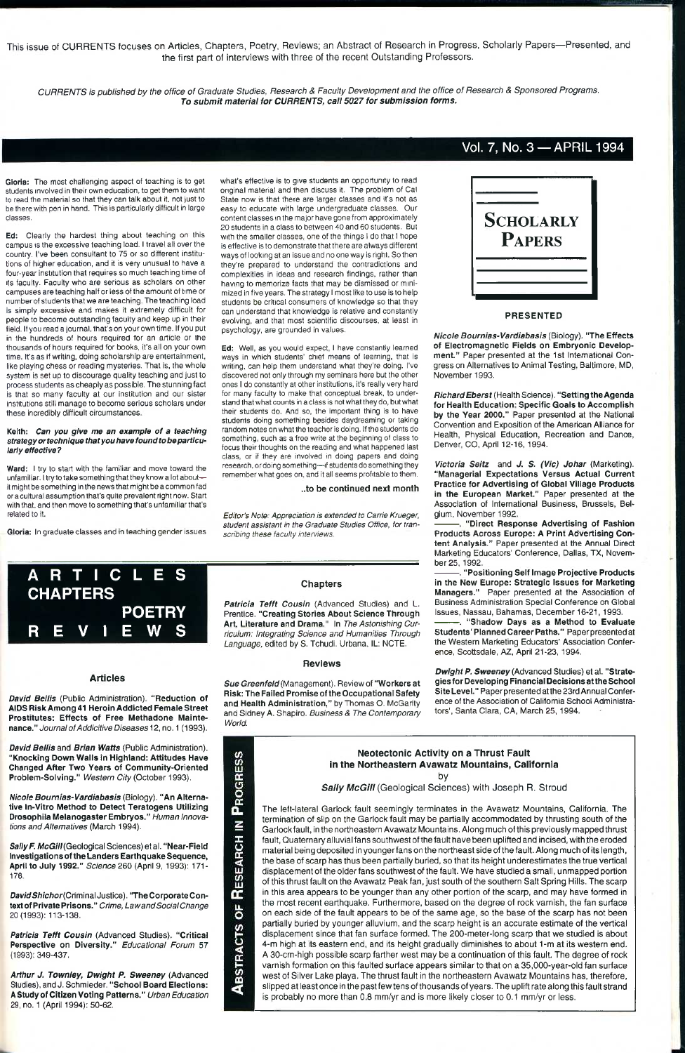This issue of CURRENTS focuses on Articles, Chapters, Poetry, Reviews; an Abstract of Research in Progress, Scholarly Papers—Presented, and the first part of interviews with three of the recent Outstanding Professors.

*CURRENTS is published by the office of Graduate Studies, Research & Faculty Development and the office of Research & Sponsored Programs.*
***To submit material for CURRENTS, call 5027 for submission forms.***

**Vol. 7, No. 3 — APRIL 1994**

**Gloria:** The most challenging aspect of teaching is to get students involved in their own education, to get them to want to read the material so that they can talk about it, not just to be there with pen in hand. This is particularly difficult in large classes.

**Ed:** Clearly the hardest thing about teaching on this campus is the excessive teaching load. I travel all over the country. I've been consultant to 75 or so different institutions of higher education, and it is very unusual to have a four-year institution that requires so much teaching time of its faculty. Faculty who are serious as scholars on other campuses are teaching half or less of the amount of time or number of students that we are teaching. The teaching load is simply excessive and makes it extremely difficult for people to become outstanding faculty and keep up in their field. If you read a journal, that's on your own time. If you put in the hundreds of hours required for an article or the thousands of hours required for books, it's all on your own time. It's as if writing, doing scholarship are entertainment, like playing chess or reading mysteries. That is, the whole system is set up to discourage quality teaching and just to process students as cheaply as possible. The stunning fact is that so many faculty at our institution and our sister institutions still manage to become serious scholars under these incredibly difficult circumstances.

**Keith:** ***Can you give me an example of a teaching strategy or technique that you have found to be particularly effective?***

**Ward:** I try to start with the familiar and move toward the unfamiliar. I try to take something that they know a lot about—it might be something in the news that might be a common fad or a cultural assumption that's quite prevalent right now. Start with that, and then move to something that's unfamiliar that's related to it.

**Gloria:** In graduate classes and in teaching gender issues what's effective is to give students an opportunity to read original material and then discuss it. The problem of Cal State now is that there are larger classes and it's not as easy to educate with large undergraduate classes. Our content classes in the major have gone from approximately 20 students in a class to between 40 and 60 students. But with the smaller classes, one of the things I do that I hope is effective is to demonstrate that there are always different ways of looking at an issue and no one way is right. So then they're prepared to understand the contradictions and complexities in ideas and research findings, rather than having to memorize facts that may be dismissed or minimized in five years. The strategy I most like to use is to help students be critical consumers of knowledge so that they can understand that knowledge is relative and constantly evolving, and that most scientific discourses, at least in psychology, are grounded in values.

**Ed:** Well, as you would expect, I have constantly learned ways in which students' chief means of learning, that is writing, can help them understand what they're doing. I've discovered not only through my seminars here but the other ones I do constantly at other institutions, it's really very hard for many faculty to make that conceptual break, to understand that what counts in a class is not what they do, but what their students do. And so, the important thing is to have students doing something besides daydreaming or taking random notes on what the teacher is doing. If the students do something, such as a free write at the beginning of class to focus their thoughts on the reading and what happened last class, or if they are involved in doing papers and doing research, or doing something—if students do something they remember what goes on, and it all seems profitable to them.

..to be continued next month

*Editor's Note: Appreciation is extended to Carrie Krueger, student assistant in the Graduate Studies Office, for transcribing these faculty interviews.*

# Scholarly Papers

## Presented

***Nicole Bournias-Vardiabasis*** (Biology). **"The Effects of Electromagnetic Fields on Embryonic Development."** Paper presented at the 1st International Congress on Alternatives to Animal Testing, Baltimore, MD, November 1993.

***Richard Eberst*** (Health Science). **"Setting the Agenda for Health Education: Specific Goals to Accomplish by the Year 2000."** Paper presented at the National Convention and Exposition of the American Alliance for Health, Physical Education, Recreation and Dance, Denver, CO, April 12-16, 1994.

***Victoria Seitz*** and ***J. S. (Vic) Johar*** (Marketing). **"Managerial Expectations Versus Actual Current Practice for Advertising of Global Village Products in the European Market."** Paper presented at the Association of International Business, Brussels, Belgium, November 1992.

———. **"Direct Response Advertising of Fashion Products Across Europe: A Print Advertising Content Analysis."** Paper presented at the Annual Direct Marketing Educators' Conference, Dallas, TX, November 25, 1992.

———. **"Positioning Self Image Projective Products in the New Europe: Strategic Issues for Marketing Managers."** Paper presented at the Association of Business Administration Special Conference on Global Issues, Nassau, Bahamas, December 16-21, 1993.

———. **"Shadow Days as a Method to Evaluate Students' Planned Career Paths."** Paper presented at the Western Marketing Educators' Association Conference, Scottsdale, AZ, April 21-23, 1994.

***Dwight P. Sweeney*** (Advanced Studies) et al. **"Strategies for Developing Financial Decisions at the School Site Level."** Paper presented at the 23rd Annual Conference of the Association of California School Administrators', Santa Clara, CA, March 25, 1994.

# Articles, Chapters, Poetry, Reviews

## Articles

***David Bellis*** (Public Administration). **"Reduction of AIDS Risk Among 41 Heroin Addicted Female Street Prostitutes: Effects of Free Methadone Maintenance."** *Journal of Addictive Diseases* 12, no. 1 (1993).

***David Bellis*** and ***Brian Watts*** (Public Administration). **"Knocking Down Walls in Highland: Attitudes Have Changed After Two Years of Community-Oriented Problem-Solving."** *Western City* (October 1993).

***Nicole Bournias-Vardiabasis*** (Biology). **"An Alternative In-Vitro Method to Detect Teratogens Utilizing Drosophila Melanogaster Embryos."** *Human Innovations and Alternatives* (March 1994).

***Sally F. McGill*** (Geological Sciences) et al. **"Near-Field Investigations of the Landers Earthquake Sequence, April to July 1992."** *Science* 260 (April 9, 1993): 171-176.

***David Shichor*** (Criminal Justice). **"The Corporate Context of Private Prisons."** *Crime, Law and Social Change* 20 (1993): 113-138.

***Patricia Tefft Cousin*** (Advanced Studies). **"Critical Perspective on Diversity."** *Educational Forum* 57 (1993): 349-437.

***Arthur J. Townley, Dwight P. Sweeney*** (Advanced Studies), and J. Schmieder. **"School Board Elections: A Study of Citizen Voting Patterns."** *Urban Education* 29, no. 1 (April 1994): 50-62.

## Chapters

***Patricia Tefft Cousin*** (Advanced Studies) and L. Prentice. **"Creating Stories About Science Through Art, Literature and Drama."** In *The Astonishing Curriculum: Integrating Science and Humanities Through Language*, edited by S. Tchudi. Urbana, IL: NCTE.

## Reviews

***Sue Greenfeld*** (Management). Review of **"Workers at Risk: The Failed Promise of the Occupational Safety and Health Administration,"** by Thomas O. McGarity and Sidney A. Shapiro. *Business & The Contemporary World.*

# Abstracts of Research in Progress

## Neotectonic Activity on a Thrust Fault in the Northeastern Avawatz Mountains, California

by

***Sally McGill*** (Geological Sciences) with Joseph R. Stroud

The left-lateral Garlock fault seemingly terminates in the Avawatz Mountains, California. The termination of slip on the Garlock fault may be partially accommodated by thrusting south of the Garlock fault, in the northeastern Avawatz Mountains. Along much of this previously mapped thrust fault, Quaternary alluvial fans southwest of the fault have been uplifted and incised, with the eroded material being deposited in younger fans on the northeast side of the fault. Along much of its length, the base of scarp has thus been partially buried, so that its height underestimates the true vertical displacement of the older fans southwest of the fault. We have studied a small, unmapped portion of this thrust fault on the Avawatz Peak fan, just south of the southern Salt Spring Hills. The scarp in this area appears to be younger than any other portion of the scarp, and may have formed in the most recent earthquake. Furthermore, based on the degree of rock varnish, the fan surface on each side of the fault appears to be of the same age, so the base of the scarp has not been partially buried by younger alluvium, and the scarp height is an accurate estimate of the vertical displacement since that fan surface formed. The 200-meter-long scarp that we studied is about 4-m high at its eastern end, and its height gradually diminishes to about 1-m at its western end. A 30-cm-high possible scarp farther west may be a continuation of this fault. The degree of rock varnish formation on this faulted surface appears similar to that on a 35,000-year-old fan surface west of Silver Lake playa. The thrust fault in the northeastern Avawatz Mountains has, therefore, slipped at least once in the past few tens of thousands of years. The uplift rate along this fault strand is probably no more than 0.8 mm/yr and is more likely closer to 0.1 mm/yr or less.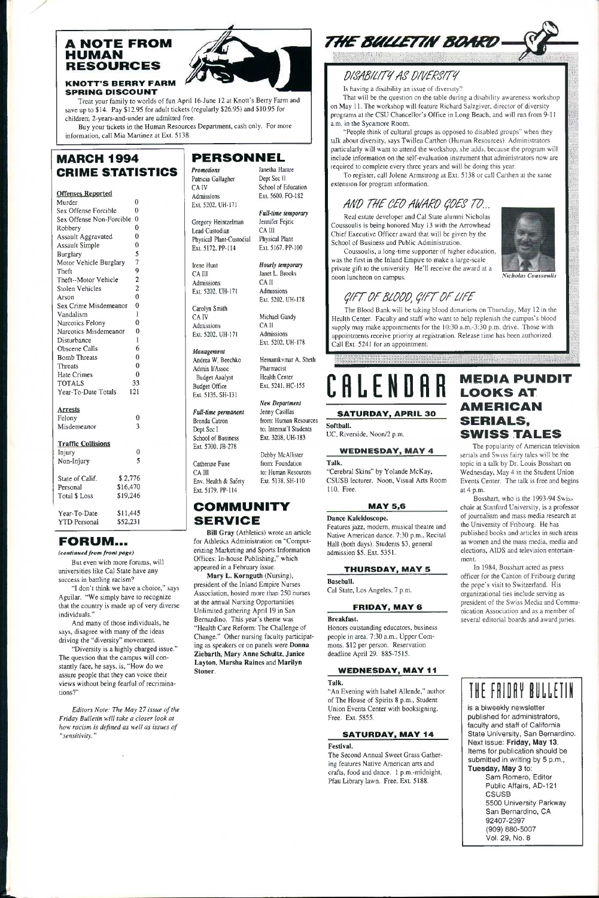## A NOTE FROM HUMAN RESOURCES

### KNOTT'S BERRY FARM SPRING DISCOUNT

Treat your family to worlds of fun April 16-June 12 at Knott's Berry Farm and save up to $14. Pay $12.95 for adult tickets (regularly $26.95) and $10.95 for children; 2-years-and-under are admitted free.

Buy your tickets in the Human Resources Department, cash only. For more information, call Mia Martinez at Ext. 5138.

## MARCH 1994 CRIME STATISTICS

| Offenses Reported | |
|---|---|
| Murder | 0 |
| Sex Offense Forcible | 0 |
| Sex Offense Non-Forcible | 0 |
| Robbery | 0 |
| Assault Aggravated | 0 |
| Assault Simple | 0 |
| Burglary | 5 |
| Motor Vehicle Burglary | 7 |
| Theft | 9 |
| Theft--Motor Vehicle | 2 |
| Stolen Vehicles | 2 |
| Arson | 0 |
| Sex Crime Misdemeanor | 0 |
| Vandalism | 1 |
| Narcotics Felony | 0 |
| Narcotics Misdemeanor | 0 |
| Disturbance | 1 |
| Obscene Calls | 6 |
| Bomb Threats | 0 |
| Threats | 0 |
| Hate Crimes | 0 |
| TOTALS | 33 |
| Year-To-Date Totals | 121 |

| Arrests | |
|---|---|
| Felony | 0 |
| Misdemeanor | 3 |

| Traffic Collisions | |
|---|---|
| Injury | 0 |
| Non-Injury | 5 |

| | |
|---|---|
| State of Calif. | $2,776 |
| Personal | $16,470 |
| Total $ Loss | $19,246 |
| Year-To-Date | $11,445 |
| YTD Personal | $52,231 |

## FORUM...

*(continued from front page)*

But even with more forums, will universities like Cal State have any success in battling racism?

"I don't think we have a choice," says Aguilar. "We simply have to recognize that the country is made up of very diverse individuals."

And many of those individuals, he says, disagree with many of the ideas driving the "diversity" movement.

"Diversity is a highly charged issue." The question that the campus will constantly face, he says, is, "How do we assure people that they can voice their views without being fearful of recriminations?"

*Editors Note: The May 27 issue of the Friday Bulletin will take a closer look at how racism is defined as well as issues of "sensitivity."*

## PERSONNEL

***Promotions***

Patricia Gallagher
CA IV
Admissions
Ext. 5202, UH-171

Gregory Heintzelman
Lead Custodian
Physical Plant-Custodial
Ext. 5172, PP-114

Irene Hunt
CA III
Admissions
Ext. 5202, UH-171

Carolyn Smith
CA IV
Admissions
Ext. 5202, UH-171

***Management***

Andrea W. Beechko
Admin I/Assoc
Budget Analyst
Budget Office
Ext. 5135, SH-131

***Full-time permanent***

Brenda Catron
Dept Sec I
School of Business
Ext. 5700, JB-278

Catherine Fune
CA III
Env. Health & Safety
Ext. 5179, PP-114

Janetha Hamre
Dept Sec II
School of Education
Ext. 5600, FO-182

***Full-time temporary***

Jennifer Fejzic
CA III
Physical Plant
Ext. 5167, PP-100

***Hourly temporary***

Janet L. Brooks
CA II
Admissions
Ext. 5202, UH-178

Michael Gandy
CA II
Admissions
Ext. 5202, UH-178

Hemantkumar A. Sheth
Pharmacist
Health Center
Ext. 5241, HC-155

***New Department***

Jenny Casillas
from: Human Resources
to: Internat'l Students
Ext. 3208, UH-183

Debby McAllister
from: Foundation
to: Human Resources
Ext. 5138, SH-110

## COMMUNITY SERVICE

**Bill Gray** (Athletics) wrote an article for Athletics Administration on "Computerizing Marketing and Sports Information Offices: In-house Publishing," which appeared in a February issue.

**Mary L. Korngurth** (Nursing), president of the Inland Empire Nurses Association, hosted more than 250 nurses at the annual Nursing Opportunities Unlimited gathering April 19 in San Bernardino. This year's theme was "Health Care Reform: The Challenge of Change." Other nursing faculty participating as speakers or on panels were **Donna Ziebarth, Mary Anne Schultz, Janice Layton, Marsha Raines** and **Marilyn Stoner**.

# THE BULLETIN BOARD

## DISABILITY AS DIVERSITY

Is having a disability an issue of diversity?

That will be the question on the table during a disability awareness workshop on May 11. The workshop will feature Richard Salzgiver, director of diversity programs at the CSU Chancellor's Office in Long Beach, and will run from 9-11 a.m. in the Sycamore Room.

"People think of cultural groups as opposed to disabled groups" when they talk about diversity, says Twillea Carthen (Human Resources). Administrators particularly will want to attend the workshop, she adds, because the program will include information on the self-evaluation instrument that administrators now are required to complete every three years and will be doing this year.

To register, call Jolene Armstrong at Ext. 5138 or call Carthen at the same extension for program information.

## AND THE CEO AWARD GOES TO...

Real estate developer and Cal State alumni Nicholas Coussoulis is being honored May 13 with the Arrowhead Chief Executive Officer award that will be given by the School of Business and Public Administration.

Coussoulis, a long-time supporter of higher education, was the first in the Inland Empire to make a large-scale private gift to the university. He'll receive the award at a noon luncheon on campus.

*Nicholas Coussoulis*

## GIFT OF BLOOD, GIFT OF LIFE

The Blood Bank will be taking blood donations on Thursday, May 12 in the Health Center. Faculty and staff who want to help replenish the campus's blood supply may make appointments for the 10:30 a.m.-3:30 p.m. drive. Those with appointments receive priority at registration. Release time has been authorized. Call Ext. 5241 for an appointment.

# CALENDAR

### SATURDAY, APRIL 30

**Softball.**
UC, Riverside, Noon/2 p.m.

### WEDNESDAY, MAY 4

**Talk.**
"Cerebral Skins" by Yolande McKay, CSUSB lecturer. Noon, Visual Arts Room 110. Free.

### MAY 5,6

**Dance Kaleidoscope.**
Features jazz, modern, musical theatre and Native American dance. 7:30 p.m., Recital Hall (both days). Students $3, general admission $5. Ext. 5351.

### THURSDAY, MAY 5

**Baseball.**
Cal State, Los Angeles, 7 p.m.

### FRIDAY, MAY 6

**Breakfast.**
Honors outstanding educators, business people in area. 7:30 a.m., Upper Commons. $12 per person. Reservation deadline April 29. 885-7515.

### WEDNESDAY, MAY 11

**Talk.**
"An Evening with Isabel Allende," author of The House of Spirits 8 p.m., Student Union Events Center with booksigning. Free. Ext. 5855.

### SATURDAY, MAY 14

**Festival.**
The Second Annual Sweet Grass Gathering features Native American arts and crafts, food and dance. 1 p.m.-midnight, Pfau Library lawn. Free. Ext. 5188.

## MEDIA PUNDIT LOOKS AT AMERICAN SERIALS, SWISS TALES

The popularity of American television serials and Swiss fairy tales will be the topic in a talk by Dr. Louis Bosshart on Wednesday, May 4 in the Student Union Events Center. The talk is free and begins at 4 p.m.

Bosshart, who is the 1993-94 Swiss chair at Stanford University, is a professor of journalism and mass media research at the University of Fribourg. He has published books and articles in such areas as women and the mass media, media and elections, AIDS and television entertainment.

In 1984, Bosshart acted as press officer for the Canton of Fribourg during the pope's visit to Switzerland. His organizational ties include serving as president of the Swiss Media and Communication Association and as a member of several editorial boards and award juries.

# THE FRIDAY BULLETIN

is a biweekly newsletter published for administrators, faculty and staff of California State University, San Bernardino. Next issue: **Friday, May 13.** Items for publication should be submitted in writing by 5 p.m., **Tuesday, May 3** to:

Sam Romero, Editor
Public Affairs, AD-121
CSUSB
5500 University Parkway
San Bernardino, CA
92407-2397
(909) 880-5007
Vol. 29, No. 8